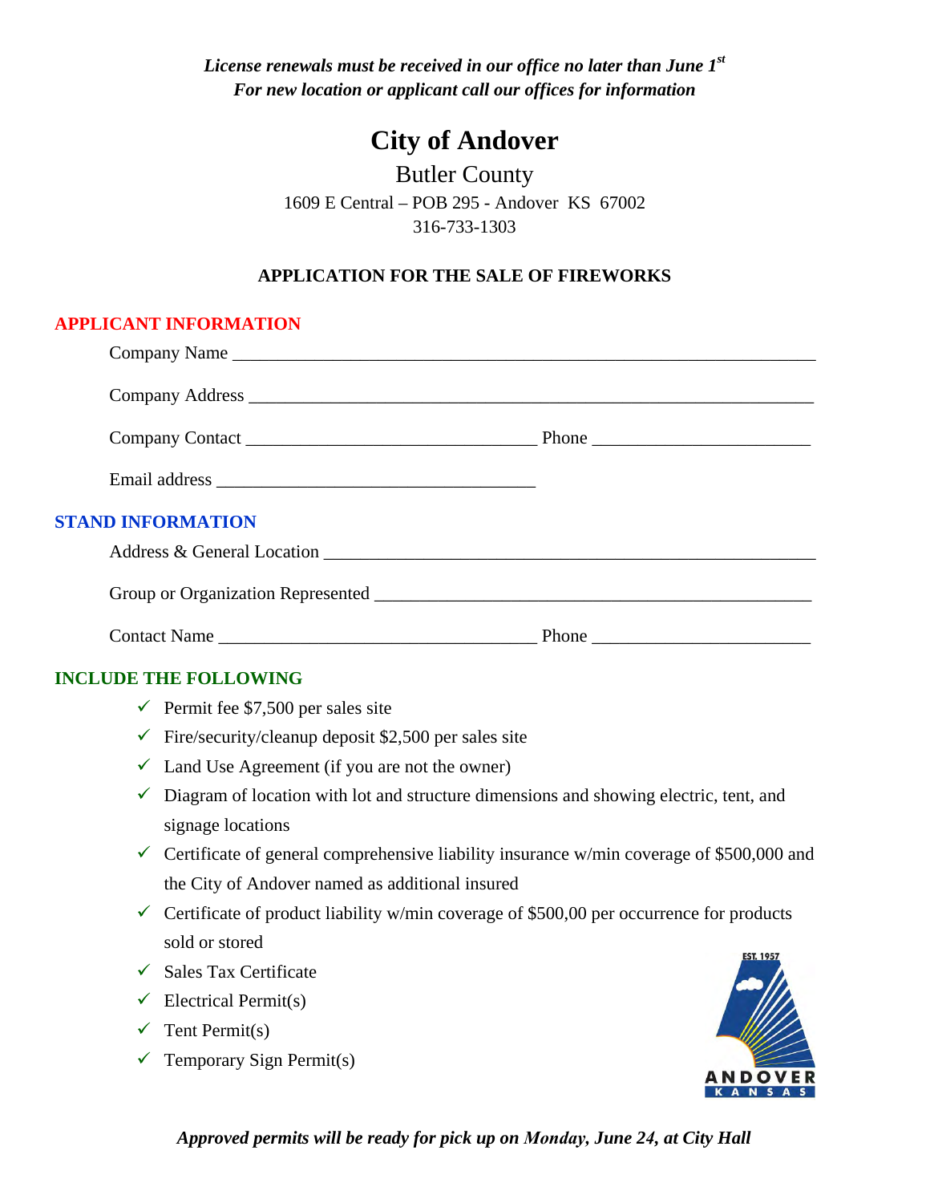*License renewals must be received in our office no later than June 1st*
*For new location or applicant call our offices for information*

# City of Andover

## Butler County

1609 E Central – POB 295 - Andover KS 67002
316-733-1303

### APPLICATION FOR THE SALE OF FIREWORKS

## APPLICANT INFORMATION

Company Name ______________________________________________________________

Company Address ____________________________________________________________

Company Contact _______________________________ Phone _______________________

Email address __________________________________

## STAND INFORMATION

Address & General Location ____________________________________________________

Group or Organization Represented ______________________________________________

Contact Name __________________________________ Phone _______________________

## INCLUDE THE FOLLOWING

- ✓ Permit fee $7,500 per sales site
- ✓ Fire/security/cleanup deposit $2,500 per sales site
- ✓ Land Use Agreement (if you are not the owner)
- ✓ Diagram of location with lot and structure dimensions and showing electric, tent, and signage locations
- ✓ Certificate of general comprehensive liability insurance w/min coverage of $500,000 and the City of Andover named as additional insured
- ✓ Certificate of product liability w/min coverage of $500,00 per occurrence for products sold or stored
- ✓ Sales Tax Certificate
- ✓ Electrical Permit(s)
- ✓ Tent Permit(s)
- ✓ Temporary Sign Permit(s)

EST. 1957 ANDOVER KANSAS

***Approved permits will be ready for pick up on Monday, June 24, at City Hall***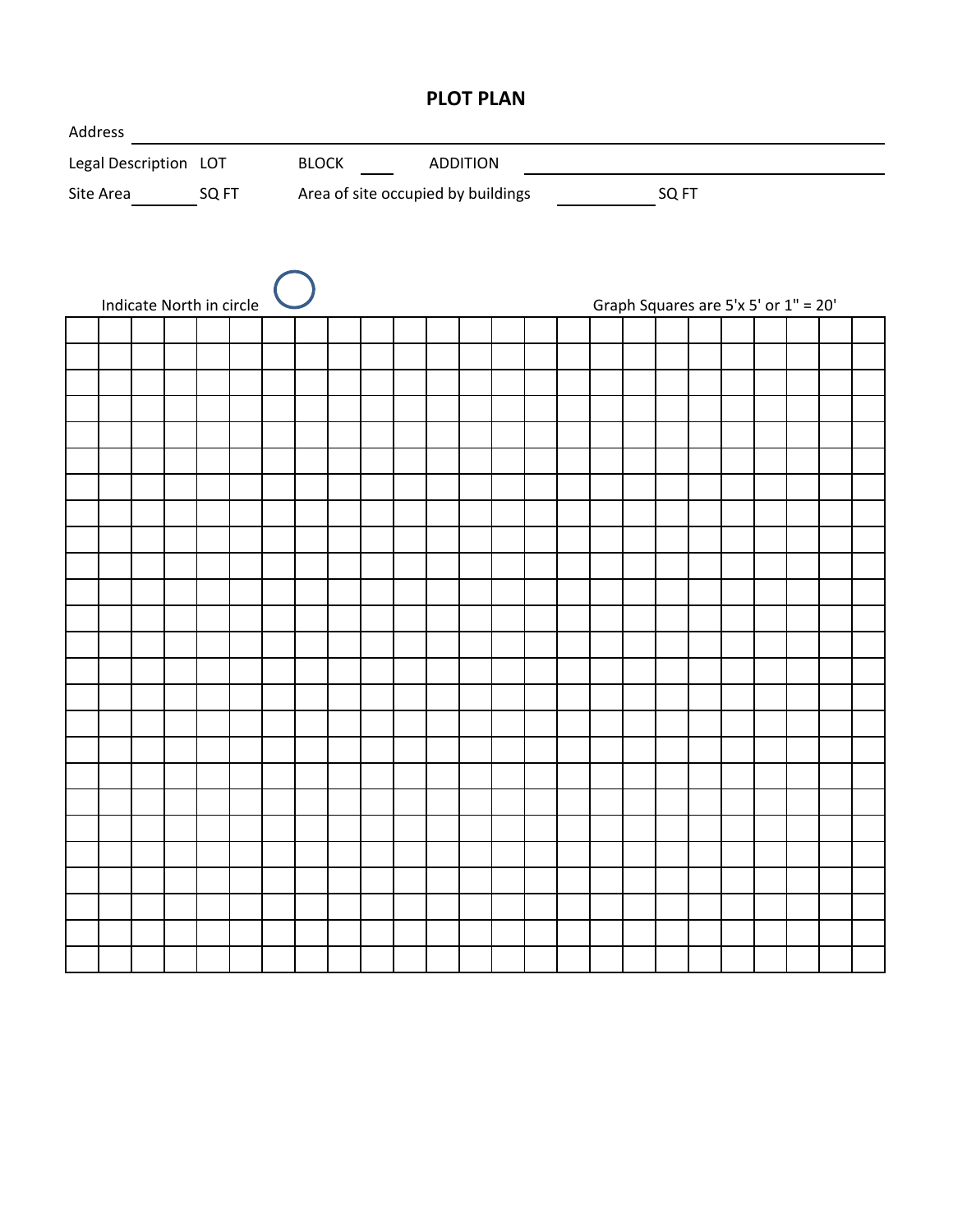# PLOT PLAN

Address ______________________________________________

Legal Description LOT ________ BLOCK ____ ADDITION ______________________

Site Area ________ SQ FT Area of site occupied by buildings __________ SQ FT

Indicate North in circle ◯

Graph Squares are 5'x 5' or 1" = 20'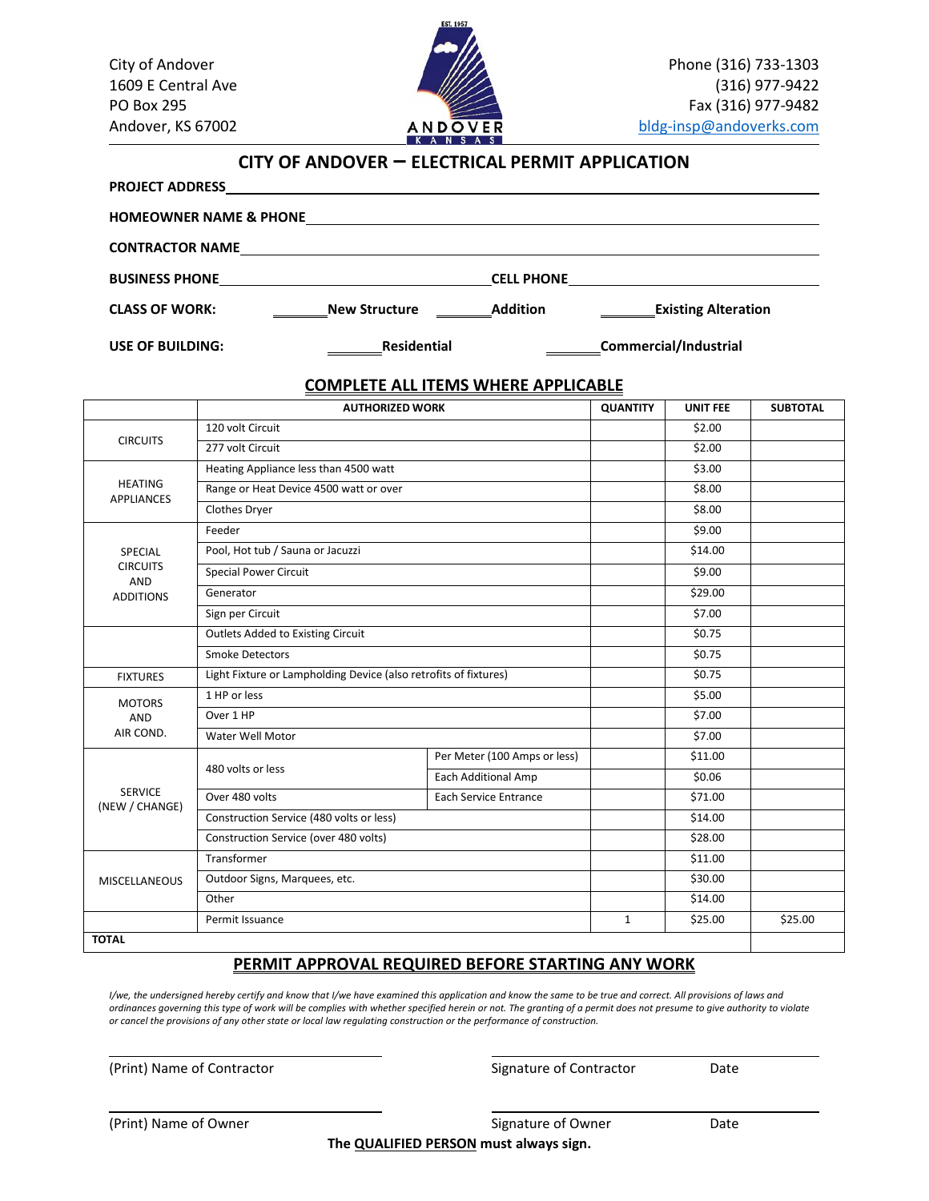City of Andover
1609 E Central Ave
PO Box 295
Andover, KS 67002

Phone (316) 733-1303
(316) 977-9422
Fax (316) 977-9482
bldg-insp@andoverks.com

## CITY OF ANDOVER – ELECTRICAL PERMIT APPLICATION

**PROJECT ADDRESS** ______________________________

**HOMEOWNER NAME & PHONE** ______________________________

**CONTRACTOR NAME** ______________________________

**BUSINESS PHONE** ______________________________ **CELL PHONE** ______________________________

**CLASS OF WORK:** _______ **New Structure** _______ **Addition** _______ **Existing Alteration**

**USE OF BUILDING:** _______ **Residential** _______ **Commercial/Industrial**

### COMPLETE ALL ITEMS WHERE APPLICABLE

| | AUTHORIZED WORK | | QUANTITY | UNIT FEE | SUBTOTAL |
|---|---|---|---|---|---|
| CIRCUITS | 120 volt Circuit | | | $2.00 | |
| | 277 volt Circuit | | | $2.00 | |
| HEATING APPLIANCES | Heating Appliance less than 4500 watt | | | $3.00 | |
| | Range or Heat Device 4500 watt or over | | | $8.00 | |
| | Clothes Dryer | | | $8.00 | |
| SPECIAL CIRCUITS AND ADDITIONS | Feeder | | | $9.00 | |
| | Pool, Hot tub / Sauna or Jacuzzi | | | $14.00 | |
| | Special Power Circuit | | | $9.00 | |
| | Generator | | | $29.00 | |
| | Sign per Circuit | | | $7.00 | |
| | Outlets Added to Existing Circuit | | | $0.75 | |
| | Smoke Detectors | | | $0.75 | |
| FIXTURES | Light Fixture or Lampholding Device (also retrofits of fixtures) | | | $0.75 | |
| MOTORS AND AIR COND. | 1 HP or less | | | $5.00 | |
| | Over 1 HP | | | $7.00 | |
| | Water Well Motor | | | $7.00 | |
| SERVICE (NEW / CHANGE) | 480 volts or less | Per Meter (100 Amps or less) | | $11.00 | |
| | | Each Additional Amp | | $0.06 | |
| | Over 480 volts | Each Service Entrance | | $71.00 | |
| | Construction Service (480 volts or less) | | | $14.00 | |
| | Construction Service (over 480 volts) | | | $28.00 | |
| MISCELLANEOUS | Transformer | | | $11.00 | |
| | Outdoor Signs, Marquees, etc. | | | $30.00 | |
| | Other | | | $14.00 | |
| | Permit Issuance | | 1 | $25.00 | $25.00 |
| **TOTAL** | | | | | |

### PERMIT APPROVAL REQUIRED BEFORE STARTING ANY WORK

*I/we, the undersigned hereby certify and know that I/we have examined this application and know the same to be true and correct. All provisions of laws and ordinances governing this type of work will be complies with whether specified herein or not. The granting of a permit does not presume to give authority to violate or cancel the provisions of any other state or local law regulating construction or the performance of construction.*

______________________________ ______________________________

(Print) Name of Contractor Signature of Contractor Date

______________________________ ______________________________

(Print) Name of Owner Signature of Owner Date

**The QUALIFIED PERSON must always sign.**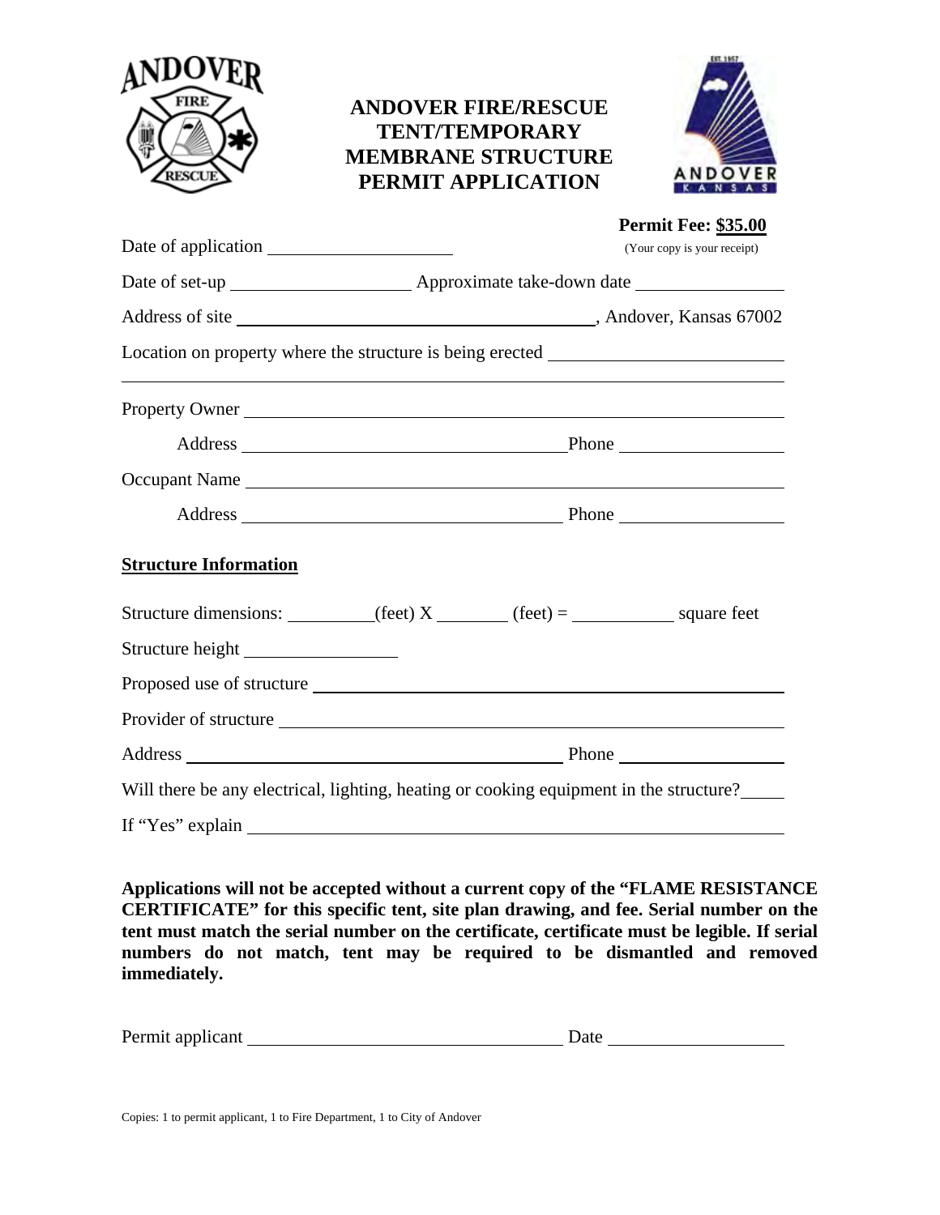# ANDOVER FIRE/RESCUE TENT/TEMPORARY MEMBRANE STRUCTURE PERMIT APPLICATION

**Permit Fee: $35.00**
(Your copy is your receipt)

Date of application ____________________

Date of set-up ____________________ Approximate take-down date ________________

Address of site ________________________________________, Andover, Kansas 67002

Location on property where the structure is being erected ____________________________

______________________________________________________________________________

Property Owner ________________________________________________________________

Address ____________________________________ Phone __________________

Occupant Name ________________________________________________________________

Address ____________________________________ Phone __________________

## Structure Information

Structure dimensions: _________(feet) X ________ (feet) = ___________ square feet

Structure height ________________

Proposed use of structure ________________________________________________________

Provider of structure ____________________________________________________________

Address ____________________________________ Phone __________________

Will there be any electrical, lighting, heating or cooking equipment in the structure? _____

If "Yes" explain _________________________________________________________________

**Applications will not be accepted without a current copy of the "FLAME RESISTANCE CERTIFICATE" for this specific tent, site plan drawing, and fee. Serial number on the tent must match the serial number on the certificate, certificate must be legible. If serial numbers do not match, tent may be required to be dismantled and removed immediately.**

Permit applicant ____________________________________ Date __________________

Copies: 1 to permit applicant, 1 to Fire Department, 1 to City of Andover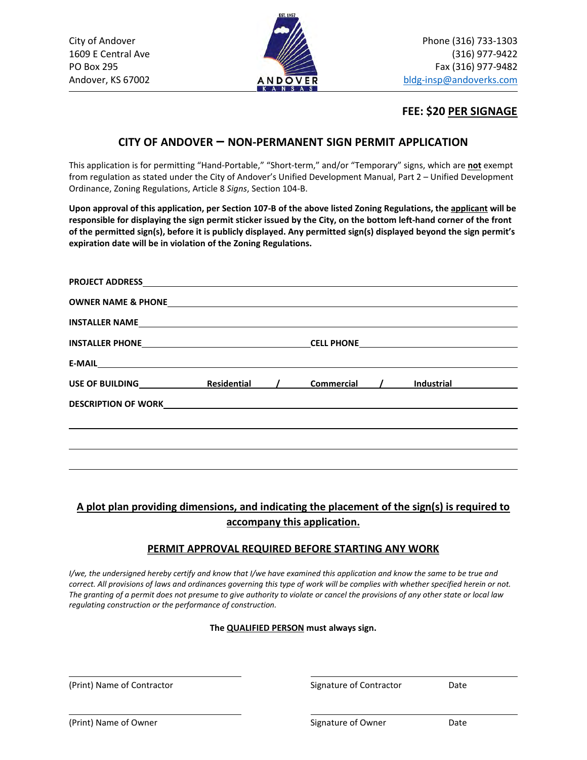City of Andover
1609 E Central Ave
PO Box 295
Andover, KS 67002

Phone (316) 733-1303
(316) 977-9422
Fax (316) 977-9482
bldg-insp@andoverks.com

**FEE: $20 PER SIGNAGE**

## CITY OF ANDOVER – NON-PERMANENT SIGN PERMIT APPLICATION

This application is for permitting "Hand-Portable," "Short-term," and/or "Temporary" signs, which are **not** exempt from regulation as stated under the City of Andover's Unified Development Manual, Part 2 – Unified Development Ordinance, Zoning Regulations, Article 8 *Signs*, Section 104-B.

**Upon approval of this application, per Section 107-B of the above listed Zoning Regulations, the applicant will be responsible for displaying the sign permit sticker issued by the City, on the bottom left-hand corner of the front of the permitted sign(s), before it is publicly displayed. Any permitted sign(s) displayed beyond the sign permit's expiration date will be in violation of the Zoning Regulations.**

**PROJECT ADDRESS** ______________________________

**OWNER NAME & PHONE** ______________________________

**INSTALLER NAME** ______________________________

**INSTALLER PHONE** ______________________________ **CELL PHONE** ______________________________

**E-MAIL** ______________________________

**USE OF BUILDING** ________ **Residential** / **Commercial** / **Industrial**

**DESCRIPTION OF WORK** ______________________________

______________________________

______________________________

______________________________

**A plot plan providing dimensions, and indicating the placement of the sign(s) is required to accompany this application.**

**PERMIT APPROVAL REQUIRED BEFORE STARTING ANY WORK**

*I/we, the undersigned hereby certify and know that I/we have examined this application and know the same to be true and correct. All provisions of laws and ordinances governing this type of work will be complies with whether specified herein or not. The granting of a permit does not presume to give authority to violate or cancel the provisions of any other state or local law regulating construction or the performance of construction.*

**The QUALIFIED PERSON must always sign.**

______________________________ ______________________________
(Print) Name of Contractor Signature of Contractor Date

______________________________ ______________________________
(Print) Name of Owner Signature of Owner Date